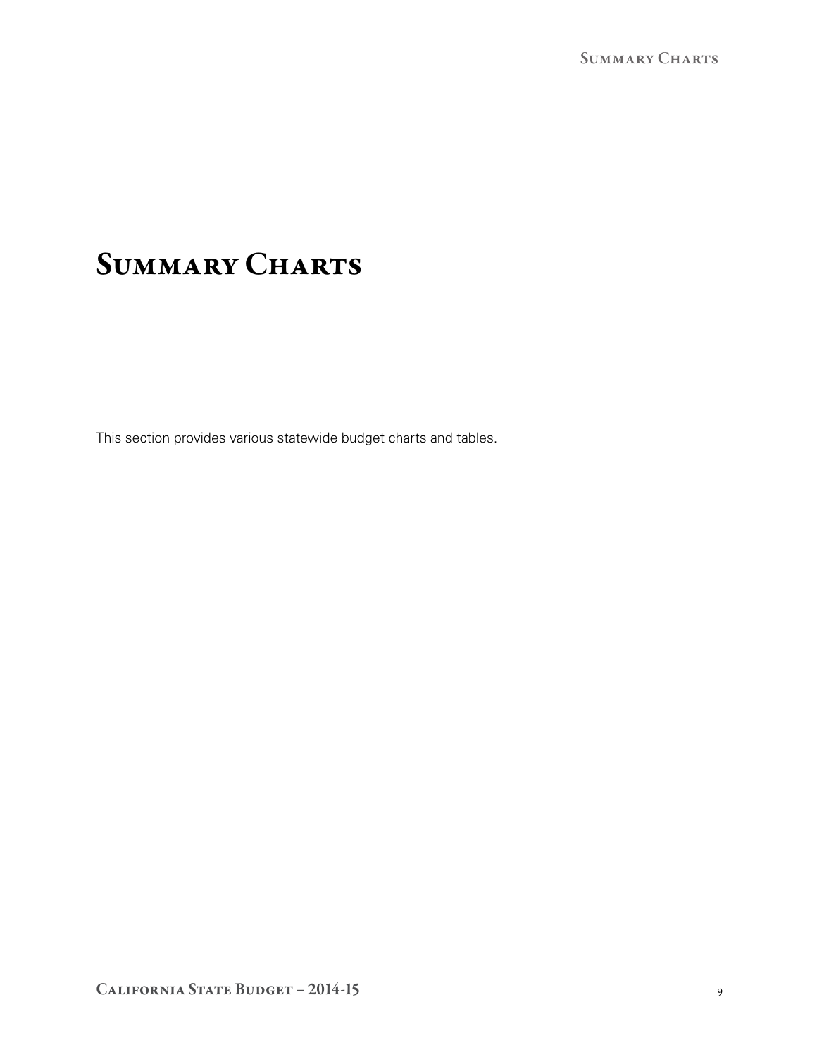# Summary Charts

This section provides various statewide budget charts and tables.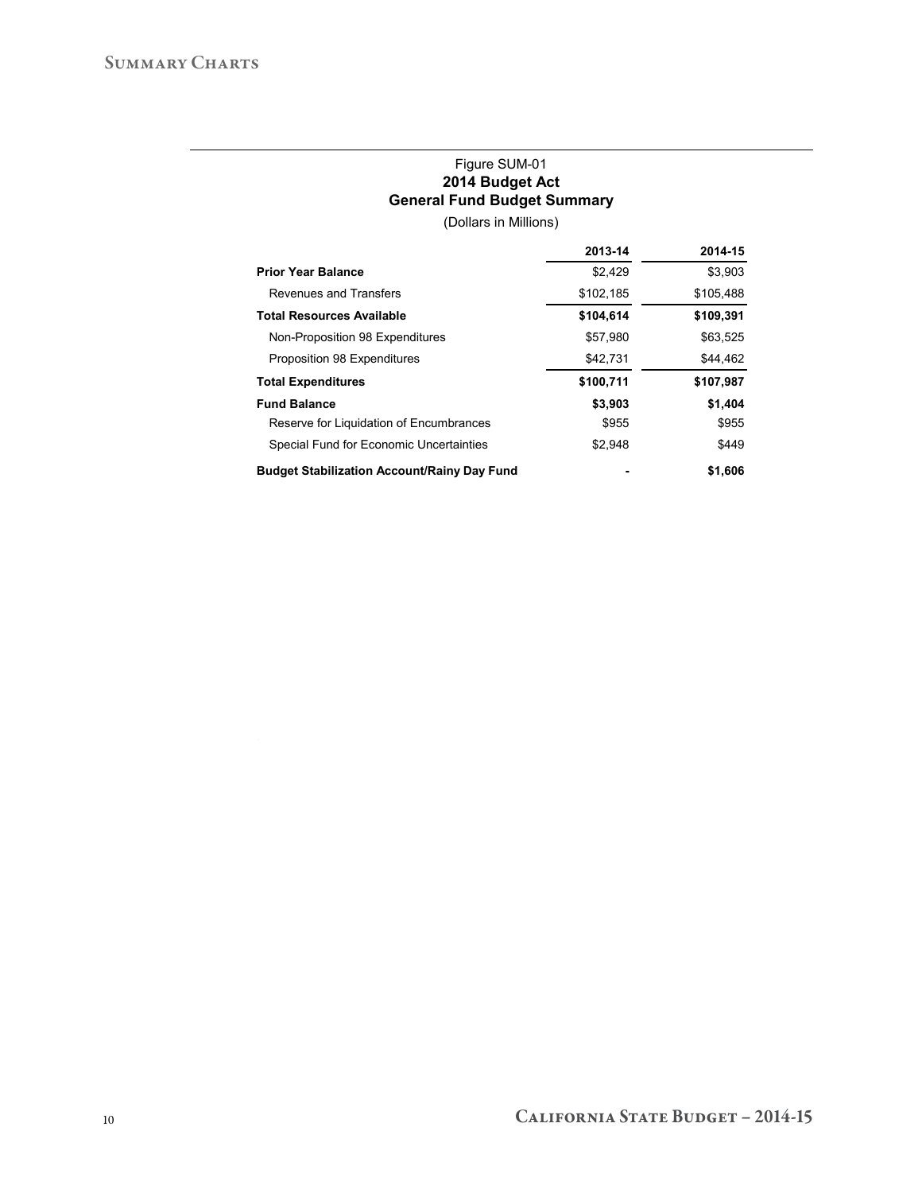Figure SUM-01

**2014 Budget Act**

**General Fund Budget Summary**

(Dollars in Millions)

| | 2013-14 | 2014-15 |
|---|---|---|
| **Prior Year Balance** | $2,429 | $3,903 |
| Revenues and Transfers | $102,185 | $105,488 |
| **Total Resources Available** | **$104,614** | **$109,391** |
| Non-Proposition 98 Expenditures | $57,980 | $63,525 |
| Proposition 98 Expenditures | $42,731 | $44,462 |
| **Total Expenditures** | **$100,711** | **$107,987** |
| **Fund Balance** | **$3,903** | **$1,404** |
| Reserve for Liquidation of Encumbrances | $955 | $955 |
| Special Fund for Economic Uncertainties | $2,948 | $449 |
| **Budget Stabilization Account/Rainy Day Fund** | **-** | **$1,606** |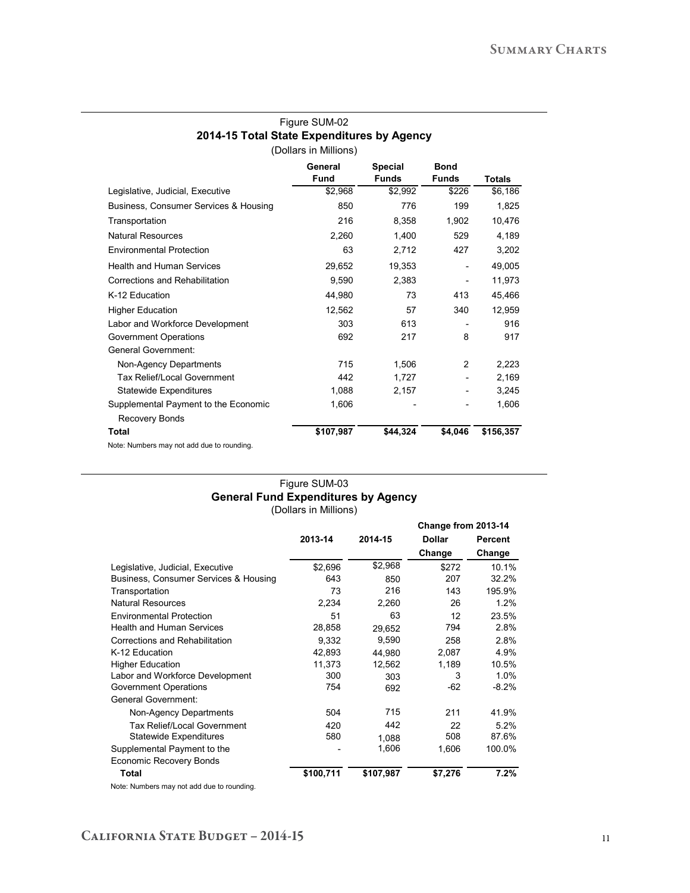Figure SUM-02

**2014-15 Total State Expenditures by Agency**

(Dollars in Millions)

| | General Fund | Special Funds | Bond Funds | Totals |
|---|---|---|---|---|
| Legislative, Judicial, Executive | $2,968 | $2,992 | $226 | $6,186 |
| Business, Consumer Services & Housing | 850 | 776 | 199 | 1,825 |
| Transportation | 216 | 8,358 | 1,902 | 10,476 |
| Natural Resources | 2,260 | 1,400 | 529 | 4,189 |
| Environmental Protection | 63 | 2,712 | 427 | 3,202 |
| Health and Human Services | 29,652 | 19,353 | - | 49,005 |
| Corrections and Rehabilitation | 9,590 | 2,383 | - | 11,973 |
| K-12 Education | 44,980 | 73 | 413 | 45,466 |
| Higher Education | 12,562 | 57 | 340 | 12,959 |
| Labor and Workforce Development | 303 | 613 | - | 916 |
| Government Operations | 692 | 217 | 8 | 917 |
| General Government: | | | | |
| Non-Agency Departments | 715 | 1,506 | 2 | 2,223 |
| Tax Relief/Local Government | 442 | 1,727 | - | 2,169 |
| Statewide Expenditures | 1,088 | 2,157 | - | 3,245 |
| Supplemental Payment to the Economic Recovery Bonds | 1,606 | - | - | 1,606 |
| **Total** | **$107,987** | **$44,324** | **$4,046** | **$156,357** |

Note: Numbers may not add due to rounding.

Figure SUM-03

**General Fund Expenditures by Agency**

(Dollars in Millions)

| | 2013-14 | 2014-15 | Change from 2013-14 | |
|---|---|---|---|---|
| | | | Dollar Change | Percent Change |
| Legislative, Judicial, Executive | $2,696 | $2,968 | $272 | 10.1% |
| Business, Consumer Services & Housing | 643 | 850 | 207 | 32.2% |
| Transportation | 73 | 216 | 143 | 195.9% |
| Natural Resources | 2,234 | 2,260 | 26 | 1.2% |
| Environmental Protection | 51 | 63 | 12 | 23.5% |
| Health and Human Services | 28,858 | 29,652 | 794 | 2.8% |
| Corrections and Rehabilitation | 9,332 | 9,590 | 258 | 2.8% |
| K-12 Education | 42,893 | 44,980 | 2,087 | 4.9% |
| Higher Education | 11,373 | 12,562 | 1,189 | 10.5% |
| Labor and Workforce Development | 300 | 303 | 3 | 1.0% |
| Government Operations | 754 | 692 | -62 | -8.2% |
| General Government: | | | | |
| Non-Agency Departments | 504 | 715 | 211 | 41.9% |
| Tax Relief/Local Government | 420 | 442 | 22 | 5.2% |
| Statewide Expenditures | 580 | 1,088 | 508 | 87.6% |
| Supplemental Payment to the Economic Recovery Bonds | - | 1,606 | 1,606 | 100.0% |
| **Total** | **$100,711** | **$107,987** | **$7,276** | **7.2%** |

Note: Numbers may not add due to rounding.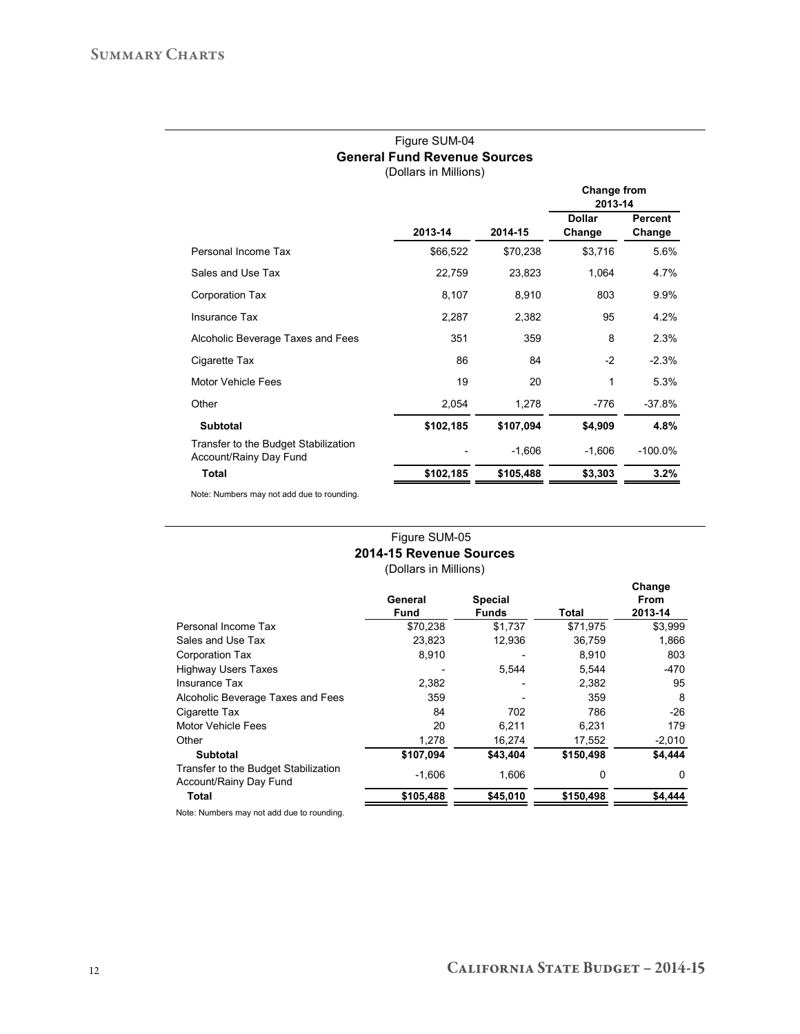Figure SUM-04

**General Fund Revenue Sources**

(Dollars in Millions)

| | 2013-14 | 2014-15 | Change from 2013-14 | |
|---|---|---|---|---|
| | | | Dollar Change | Percent Change |
| Personal Income Tax | $66,522 | $70,238 | $3,716 | 5.6% |
| Sales and Use Tax | 22,759 | 23,823 | 1,064 | 4.7% |
| Corporation Tax | 8,107 | 8,910 | 803 | 9.9% |
| Insurance Tax | 2,287 | 2,382 | 95 | 4.2% |
| Alcoholic Beverage Taxes and Fees | 351 | 359 | 8 | 2.3% |
| Cigarette Tax | 86 | 84 | -2 | -2.3% |
| Motor Vehicle Fees | 19 | 20 | 1 | 5.3% |
| Other | 2,054 | 1,278 | -776 | -37.8% |
| **Subtotal** | **$102,185** | **$107,094** | **$4,909** | **4.8%** |
| Transfer to the Budget Stabilization Account/Rainy Day Fund | - | -1,606 | -1,606 | -100.0% |
| **Total** | **$102,185** | **$105,488** | **$3,303** | **3.2%** |

Note: Numbers may not add due to rounding.

Figure SUM-05

**2014-15 Revenue Sources**

(Dollars in Millions)

| | General Fund | Special Funds | Total | Change From 2013-14 |
|---|---|---|---|---|
| Personal Income Tax | $70,238 | $1,737 | $71,975 | $3,999 |
| Sales and Use Tax | 23,823 | 12,936 | 36,759 | 1,866 |
| Corporation Tax | 8,910 | - | 8,910 | 803 |
| Highway Users Taxes | - | 5,544 | 5,544 | -470 |
| Insurance Tax | 2,382 | - | 2,382 | 95 |
| Alcoholic Beverage Taxes and Fees | 359 | - | 359 | 8 |
| Cigarette Tax | 84 | 702 | 786 | -26 |
| Motor Vehicle Fees | 20 | 6,211 | 6,231 | 179 |
| Other | 1,278 | 16,274 | 17,552 | -2,010 |
| **Subtotal** | **$107,094** | **$43,404** | **$150,498** | **$4,444** |
| Transfer to the Budget Stabilization Account/Rainy Day Fund | -1,606 | 1,606 | 0 | 0 |
| **Total** | **$105,488** | **$45,010** | **$150,498** | **$4,444** |

Note: Numbers may not add due to rounding.